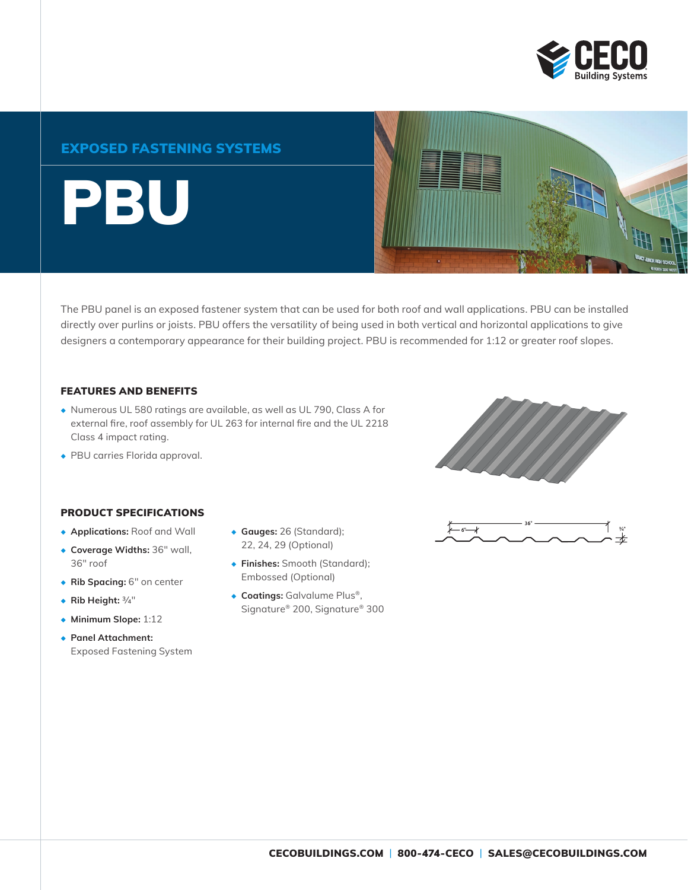# EXPOSED FASTENING SYSTEMS

# PBU

The PBU panel is an exposed fastener system that can be used for both roof and wall applications. PBU can be installed directly over purlins or joists. PBU offers the versatility of being used in both vertical and horizontal applications to give designers a contemporary appearance for their building project. PBU is recommended for 1:12 or greater roof slopes.

## FEATURES AND BENEFITS

- Numerous UL 580 ratings are available, as well as UL 790, Class A for external fire, roof assembly for UL 263 for internal fire and the UL 2218 Class 4 impact rating.
- PBU carries Florida approval.

## PRODUCT SPECIFICATIONS

- **Applications:** Roof and Wall
- **Coverage Widths:** 36" wall, 36" roof
- **Rib Spacing:** 6" on center
- **Rib Height:** ¾"
- **Minimum Slope:** 1:12
- **Panel Attachment:** Exposed Fastening System
- **Gauges:** 26 (Standard); 22, 24, 29 (Optional)
- **Finishes:** Smooth (Standard); Embossed (Optional)
- **Coatings:** Galvalume Plus®, Signature® 200, Signature® 300

CECOBUILDINGS.COM | 800-474-CECO | SALES@CECOBUILDINGS.COM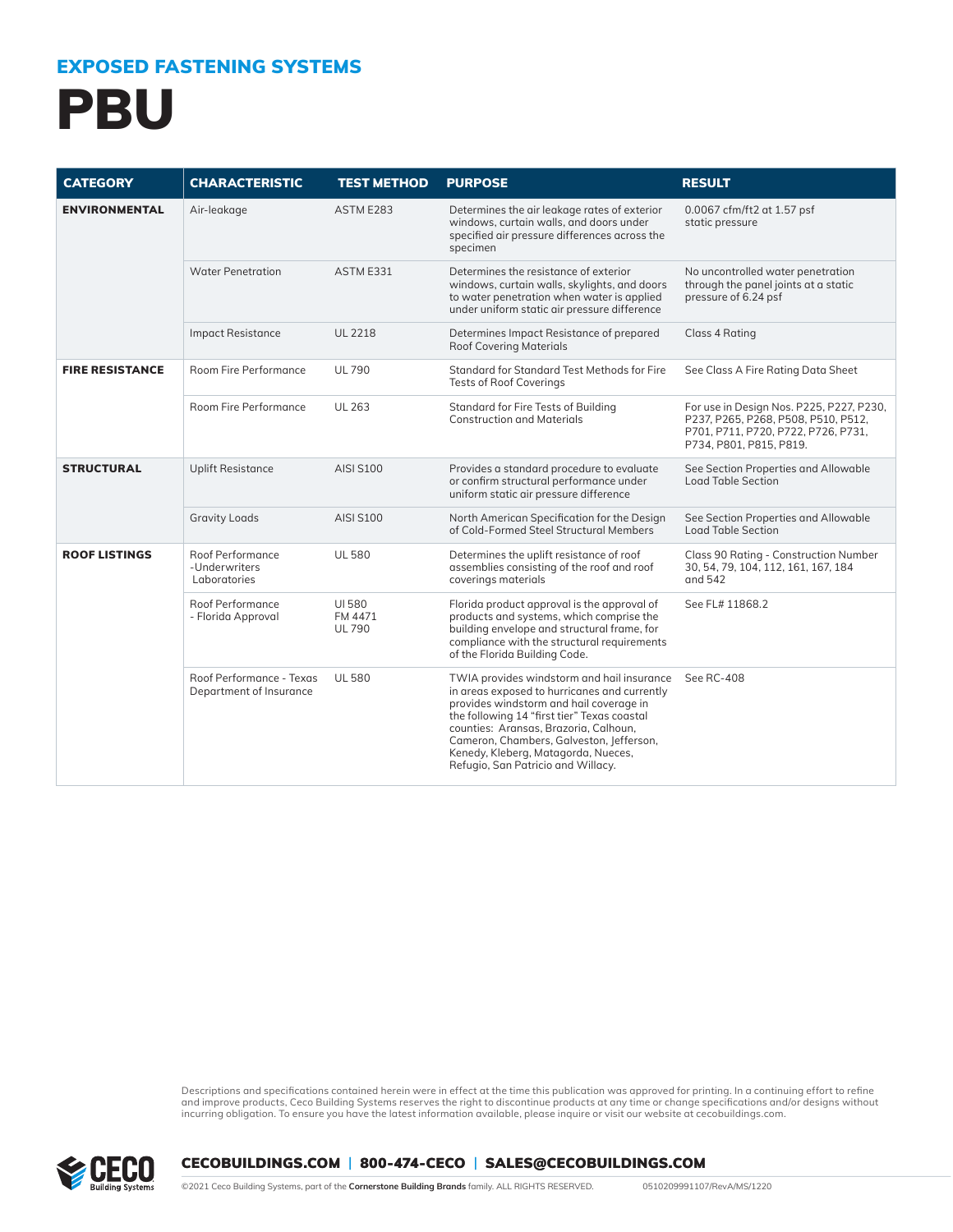## EXPOSED FASTENING SYSTEMS

# PBU

| CATEGORY | CHARACTERISTIC | TEST METHOD | PURPOSE | RESULT |
|---|---|---|---|---|
| **ENVIRONMENTAL** | Air-leakage | ASTM E283 | Determines the air leakage rates of exterior windows, curtain walls, and doors under specified air pressure differences across the specimen | 0.0067 cfm/ft2 at 1.57 psf static pressure |
| | Water Penetration | ASTM E331 | Determines the resistance of exterior windows, curtain walls, skylights, and doors to water penetration when water is applied under uniform static air pressure difference | No uncontrolled water penetration through the panel joints at a static pressure of 6.24 psf |
| | Impact Resistance | UL 2218 | Determines Impact Resistance of prepared Roof Covering Materials | Class 4 Rating |
| **FIRE RESISTANCE** | Room Fire Performance | UL 790 | Standard for Standard Test Methods for Fire Tests of Roof Coverings | See Class A Fire Rating Data Sheet |
| | Room Fire Performance | UL 263 | Standard for Fire Tests of Building Construction and Materials | For use in Design Nos. P225, P227, P230, P237, P265, P268, P508, P510, P512, P701, P711, P720, P722, P726, P731, P734, P801, P815, P819. |
| **STRUCTURAL** | Uplift Resistance | AISI S100 | Provides a standard procedure to evaluate or confirm structural performance under uniform static air pressure difference | See Section Properties and Allowable Load Table Section |
| | Gravity Loads | AISI S100 | North American Specification for the Design of Cold-Formed Steel Structural Members | See Section Properties and Allowable Load Table Section |
| **ROOF LISTINGS** | Roof Performance -Underwriters Laboratories | UL 580 | Determines the uplift resistance of roof assemblies consisting of the roof and roof coverings materials | Class 90 Rating - Construction Number 30, 54, 79, 104, 112, 161, 167, 184 and 542 |
| | Roof Performance - Florida Approval | UI 580<br>FM 4471<br>UL 790 | Florida product approval is the approval of products and systems, which comprise the building envelope and structural frame, for compliance with the structural requirements of the Florida Building Code. | See FL# 11868.2 |
| | Roof Performance - Texas Department of Insurance | UL 580 | TWIA provides windstorm and hail insurance in areas exposed to hurricanes and currently provides windstorm and hail coverage in the following 14 “first tier” Texas coastal counties: Aransas, Brazoria, Calhoun, Cameron, Chambers, Galveston, Jefferson, Kenedy, Kleberg, Matagorda, Nueces, Refugio, San Patricio and Willacy. | See RC-408 |

Descriptions and specifications contained herein were in effect at the time this publication was approved for printing. In a continuing effort to refine and improve products, Ceco Building Systems reserves the right to discontinue products at any time or change specifications and/or designs without incurring obligation. To ensure you have the latest information available, please inquire or visit our website at cecobuildings.com.

**CECOBUILDINGS.COM | 800-474-CECO | SALES@CECOBUILDINGS.COM**

©2021 Ceco Building Systems, part of the **Cornerstone Building Brands** family. ALL RIGHTS RESERVED. 0510209991107/RevA/MS/1220